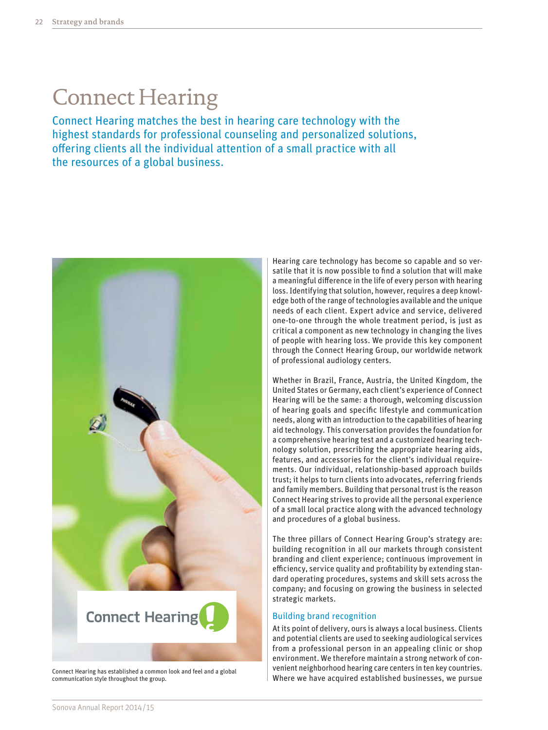# Connect Hearing

## Connect Hearing matches the best in hearing care technology with the highest standards for professional counseling and personalized solutions, offering clients all the individual attention of a small practice with all the resources of a global business.

Connect Hearing has established a common look and feel and a global communication style throughout the group.

Hearing care technology has become so capable and so versatile that it is now possible to find a solution that will make a meaningful difference in the life of every person with hearing loss. Identifying that solution, however, requires a deep knowledge both of the range of technologies available and the unique needs of each client. Expert advice and service, delivered one-to-one through the whole treatment period, is just as critical a component as new technology in changing the lives of people with hearing loss. We provide this key component through the Connect Hearing Group, our worldwide network of professional audiology centers.

Whether in Brazil, France, Austria, the United Kingdom, the United States or Germany, each client's experience of Connect Hearing will be the same: a thorough, welcoming discussion of hearing goals and specific lifestyle and communication needs, along with an introduction to the capabilities of hearing aid technology. This conversation provides the foundation for a comprehensive hearing test and a customized hearing technology solution, prescribing the appropriate hearing aids, features, and accessories for the client's individual requirements. Our individual, relationship-based approach builds trust; it helps to turn clients into advocates, referring friends and family members. Building that personal trust is the reason Connect Hearing strives to provide all the personal experience of a small local practice along with the advanced technology and procedures of a global business.

The three pillars of Connect Hearing Group's strategy are: building recognition in all our markets through consistent branding and client experience; continuous improvement in efficiency, service quality and profitability by extending standard operating procedures, systems and skill sets across the company; and focusing on growing the business in selected strategic markets.

### Building brand recognition

At its point of delivery, ours is always a local business. Clients and potential clients are used to seeking audiological services from a professional person in an appealing clinic or shop environment. We therefore maintain a strong network of convenient neighborhood hearing care centers in ten key countries. Where we have acquired established businesses, we pursue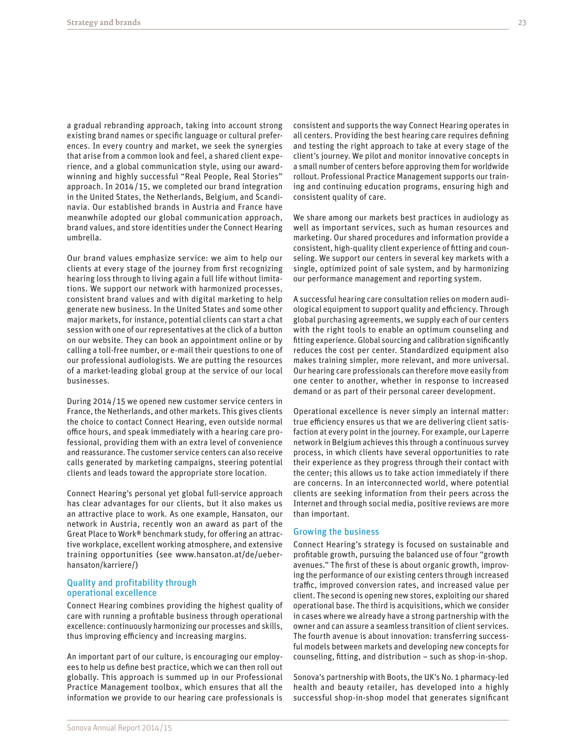a gradual rebranding approach, taking into account strong existing brand names or specific language or cultural preferences. In every country and market, we seek the synergies that arise from a common look and feel, a shared client experience, and a global communication style, using our award-winning and highly successful "Real People, Real Stories" approach. In 2014/15, we completed our brand integration in the United States, the Netherlands, Belgium, and Scandinavia. Our established brands in Austria and France have meanwhile adopted our global communication approach, brand values, and store identities under the Connect Hearing umbrella.

Our brand values emphasize service: we aim to help our clients at every stage of the journey from first recognizing hearing loss through to living again a full life without limitations. We support our network with harmonized processes, consistent brand values and with digital marketing to help generate new business. In the United States and some other major markets, for instance, potential clients can start a chat session with one of our representatives at the click of a button on our website. They can book an appointment online or by calling a toll-free number, or e-mail their questions to one of our professional audiologists. We are putting the resources of a market-leading global group at the service of our local businesses.

During 2014/15 we opened new customer service centers in France, the Netherlands, and other markets. This gives clients the choice to contact Connect Hearing, even outside normal office hours, and speak immediately with a hearing care professional, providing them with an extra level of convenience and reassurance. The customer service centers can also receive calls generated by marketing campaigns, steering potential clients and leads toward the appropriate store location.

Connect Hearing's personal yet global full-service approach has clear advantages for our clients, but it also makes us an attractive place to work. As one example, Hansaton, our network in Austria, recently won an award as part of the Great Place to Work® benchmark study, for offering an attractive workplace, excellent working atmosphere, and extensive training opportunities (see www.hansaton.at/de/ueber-hansaton/karriere/)

## Quality and profitability through operational excellence

Connect Hearing combines providing the highest quality of care with running a profitable business through operational excellence: continuously harmonizing our processes and skills, thus improving efficiency and increasing margins.

An important part of our culture, is encouraging our employees to help us define best practice, which we can then roll out globally. This approach is summed up in our Professional Practice Management toolbox, which ensures that all the information we provide to our hearing care professionals is consistent and supports the way Connect Hearing operates in all centers. Providing the best hearing care requires defining and testing the right approach to take at every stage of the client's journey. We pilot and monitor innovative concepts in a small number of centers before approving them for worldwide rollout. Professional Practice Management supports our training and continuing education programs, ensuring high and consistent quality of care.

We share among our markets best practices in audiology as well as important services, such as human resources and marketing. Our shared procedures and information provide a consistent, high-quality client experience of fitting and counseling. We support our centers in several key markets with a single, optimized point of sale system, and by harmonizing our performance management and reporting system.

A successful hearing care consultation relies on modern audiological equipment to support quality and efficiency. Through global purchasing agreements, we supply each of our centers with the right tools to enable an optimum counseling and fitting experience. Global sourcing and calibration significantly reduces the cost per center. Standardized equipment also makes training simpler, more relevant, and more universal. Our hearing care professionals can therefore move easily from one center to another, whether in response to increased demand or as part of their personal career development.

Operational excellence is never simply an internal matter: true efficiency ensures us that we are delivering client satisfaction at every point in the journey. For example, our Laperre network in Belgium achieves this through a continuous survey process, in which clients have several opportunities to rate their experience as they progress through their contact with the center; this allows us to take action immediately if there are concerns. In an interconnected world, where potential clients are seeking information from their peers across the Internet and through social media, positive reviews are more than important.

## Growing the business

Connect Hearing's strategy is focused on sustainable and profitable growth, pursuing the balanced use of four "growth avenues." The first of these is about organic growth, improving the performance of our existing centers through increased traffic, improved conversion rates, and increased value per client. The second is opening new stores, exploiting our shared operational base. The third is acquisitions, which we consider in cases where we already have a strong partnership with the owner and can assure a seamless transition of client services. The fourth avenue is about innovation: transferring successful models between markets and developing new concepts for counseling, fitting, and distribution – such as shop-in-shop.

Sonova's partnership with Boots, the UK's No. 1 pharmacy-led health and beauty retailer, has developed into a highly successful shop-in-shop model that generates significant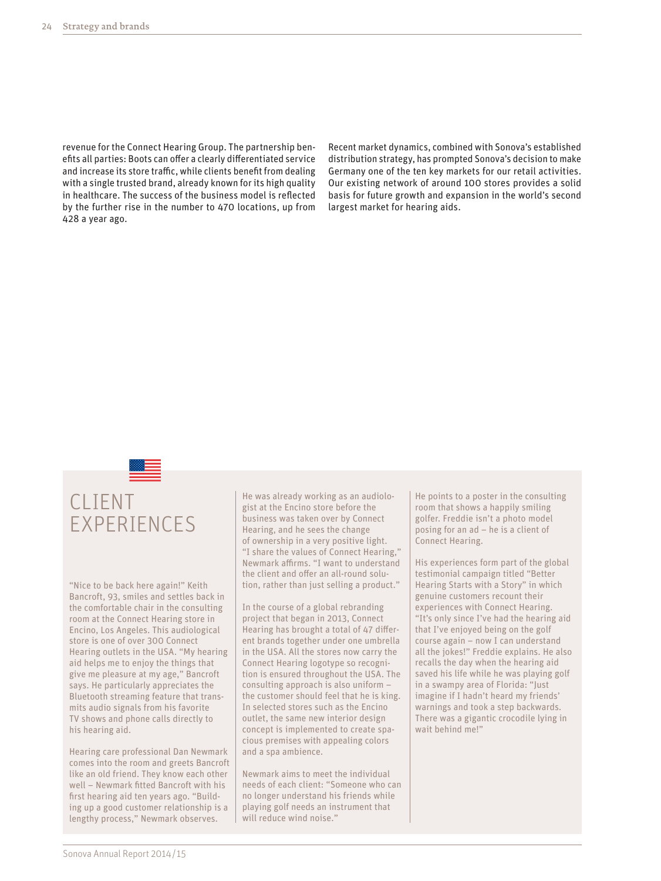revenue for the Connect Hearing Group. The partnership benefits all parties: Boots can offer a clearly differentiated service and increase its store traffic, while clients benefit from dealing with a single trusted brand, already known for its high quality in healthcare. The success of the business model is reflected by the further rise in the number to 470 locations, up from 428 a year ago.

Recent market dynamics, combined with Sonova's established distribution strategy, has prompted Sonova's decision to make Germany one of the ten key markets for our retail activities. Our existing network of around 100 stores provides a solid basis for future growth and expansion in the world's second largest market for hearing aids.

## CLIENT EXPERIENCES

"Nice to be back here again!" Keith Bancroft, 93, smiles and settles back in the comfortable chair in the consulting room at the Connect Hearing store in Encino, Los Angeles. This audiological store is one of over 300 Connect Hearing outlets in the USA. "My hearing aid helps me to enjoy the things that give me pleasure at my age," Bancroft says. He particularly appreciates the Bluetooth streaming feature that transmits audio signals from his favorite TV shows and phone calls directly to his hearing aid.

Hearing care professional Dan Newmark comes into the room and greets Bancroft like an old friend. They know each other well – Newmark fitted Bancroft with his first hearing aid ten years ago. "Building up a good customer relationship is a lengthy process," Newmark observes.

He was already working as an audiologist at the Encino store before the business was taken over by Connect Hearing, and he sees the change of ownership in a very positive light. "I share the values of Connect Hearing," Newmark affirms. "I want to understand the client and offer an all-round solution, rather than just selling a product."

In the course of a global rebranding project that began in 2013, Connect Hearing has brought a total of 47 different brands together under one umbrella in the USA. All the stores now carry the Connect Hearing logotype so recognition is ensured throughout the USA. The consulting approach is also uniform – the customer should feel that he is king. In selected stores such as the Encino outlet, the same new interior design concept is implemented to create spacious premises with appealing colors and a spa ambience.

Newmark aims to meet the individual needs of each client: "Someone who can no longer understand his friends while playing golf needs an instrument that will reduce wind noise."

He points to a poster in the consulting room that shows a happily smiling golfer. Freddie isn't a photo model posing for an ad – he is a client of Connect Hearing.

His experiences form part of the global testimonial campaign titled "Better Hearing Starts with a Story" in which genuine customers recount their experiences with Connect Hearing. "It's only since I've had the hearing aid that I've enjoyed being on the golf course again – now I can understand all the jokes!" Freddie explains. He also recalls the day when the hearing aid saved his life while he was playing golf in a swampy area of Florida: "Just imagine if I hadn't heard my friends' warnings and took a step backwards. There was a gigantic crocodile lying in wait behind me!"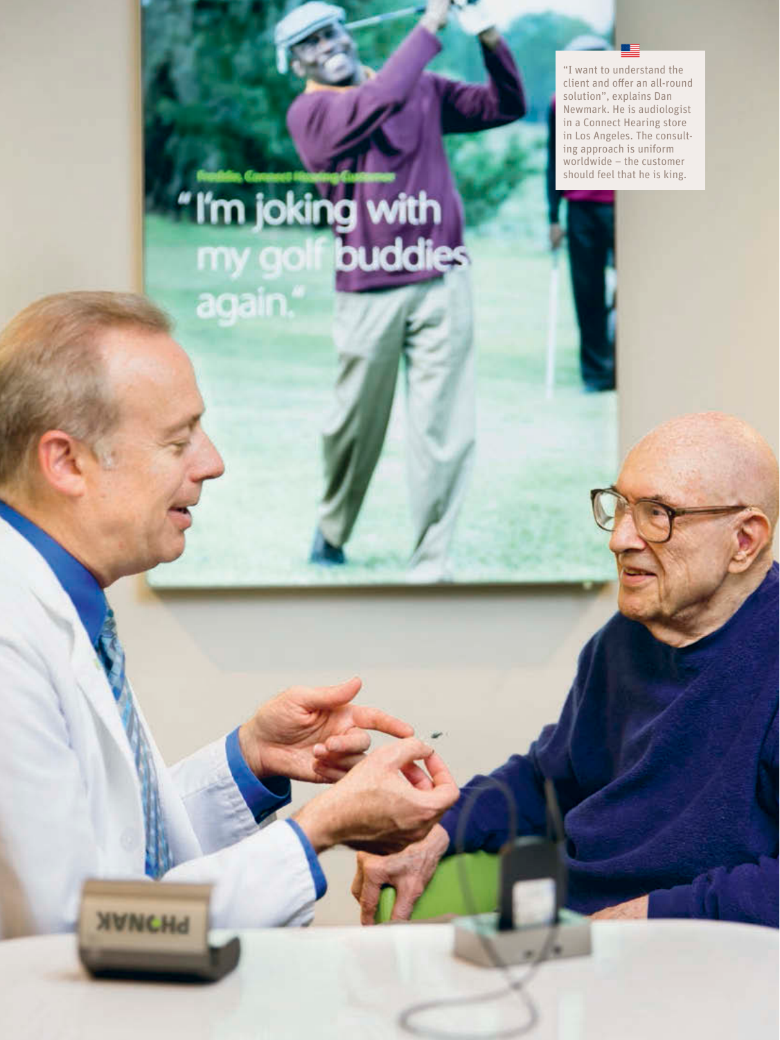"I want to understand the client and offer an all-round solution", explains Dan Newmark. He is audiologist in a Connect Hearing store in Los Angeles. The consulting approach is uniform worldwide – the customer should feel that he is king.